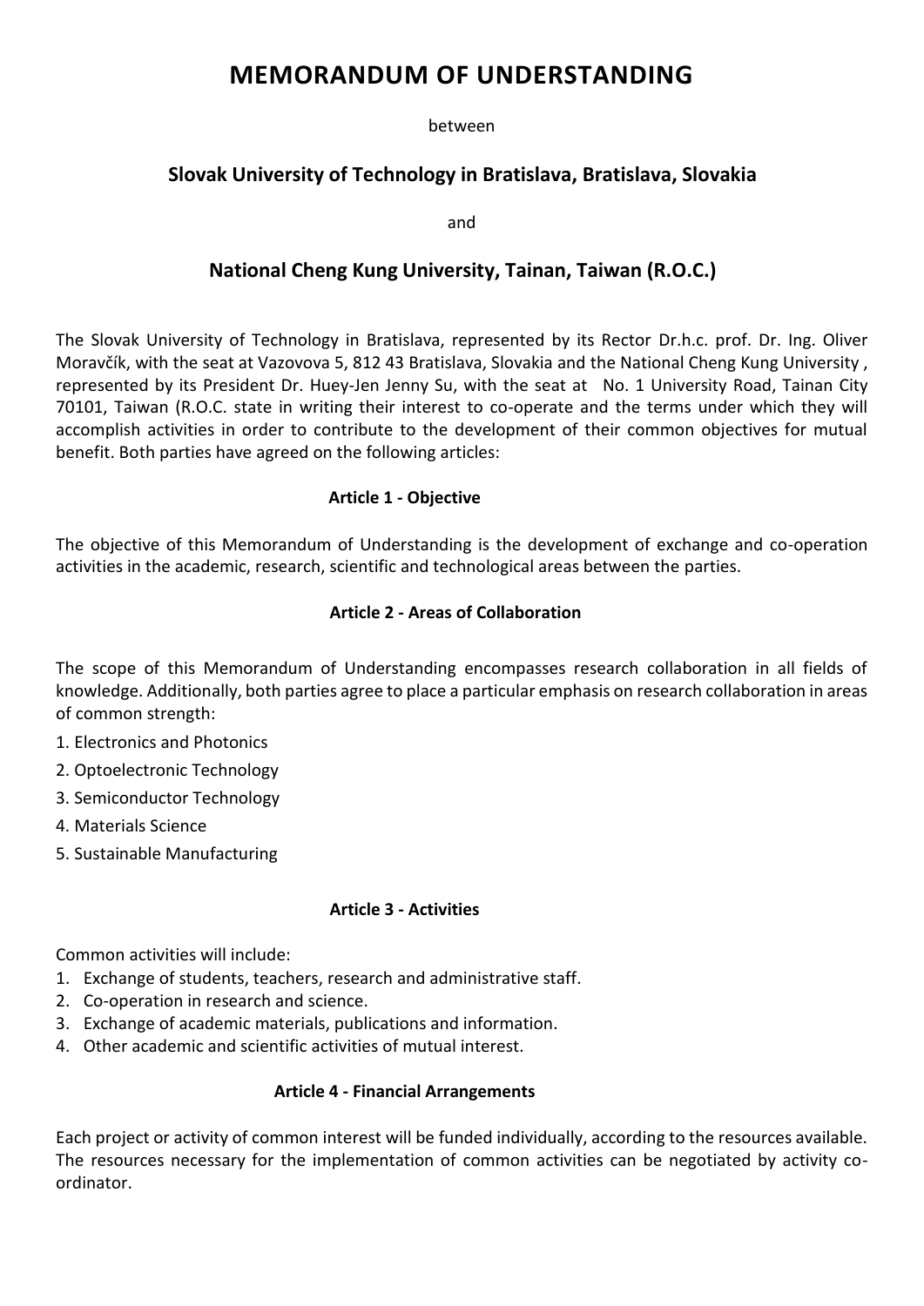# MEMORANDUM OF UNDERSTANDING

between

## Slovak University of Technology in Bratislava, Bratislava, Slovakia

and

## National Cheng Kung University, Tainan, Taiwan (R.O.C.)

The Slovak University of Technology in Bratislava, represented by its Rector Dr.h.c. prof. Dr. Ing. Oliver Moravčík, with the seat at Vazovova 5, 812 43 Bratislava, Slovakia and the National Cheng Kung University , represented by its President Dr. Huey-Jen Jenny Su, with the seat at No. 1 University Road, Tainan City 70101, Taiwan (R.O.C. state in writing their interest to co-operate and the terms under which they will accomplish activities in order to contribute to the development of their common objectives for mutual benefit. Both parties have agreed on the following articles:

### Article 1 - Objective

The objective of this Memorandum of Understanding is the development of exchange and co-operation activities in the academic, research, scientific and technological areas between the parties.

### Article 2 - Areas of Collaboration

The scope of this Memorandum of Understanding encompasses research collaboration in all fields of knowledge. Additionally, both parties agree to place a particular emphasis on research collaboration in areas of common strength:

1. Electronics and Photonics
2. Optoelectronic Technology
3. Semiconductor Technology
4. Materials Science
5. Sustainable Manufacturing

### Article 3 - Activities

Common activities will include:

1. Exchange of students, teachers, research and administrative staff.
2. Co-operation in research and science.
3. Exchange of academic materials, publications and information.
4. Other academic and scientific activities of mutual interest.

### Article 4 - Financial Arrangements

Each project or activity of common interest will be funded individually, according to the resources available. The resources necessary for the implementation of common activities can be negotiated by activity co-ordinator.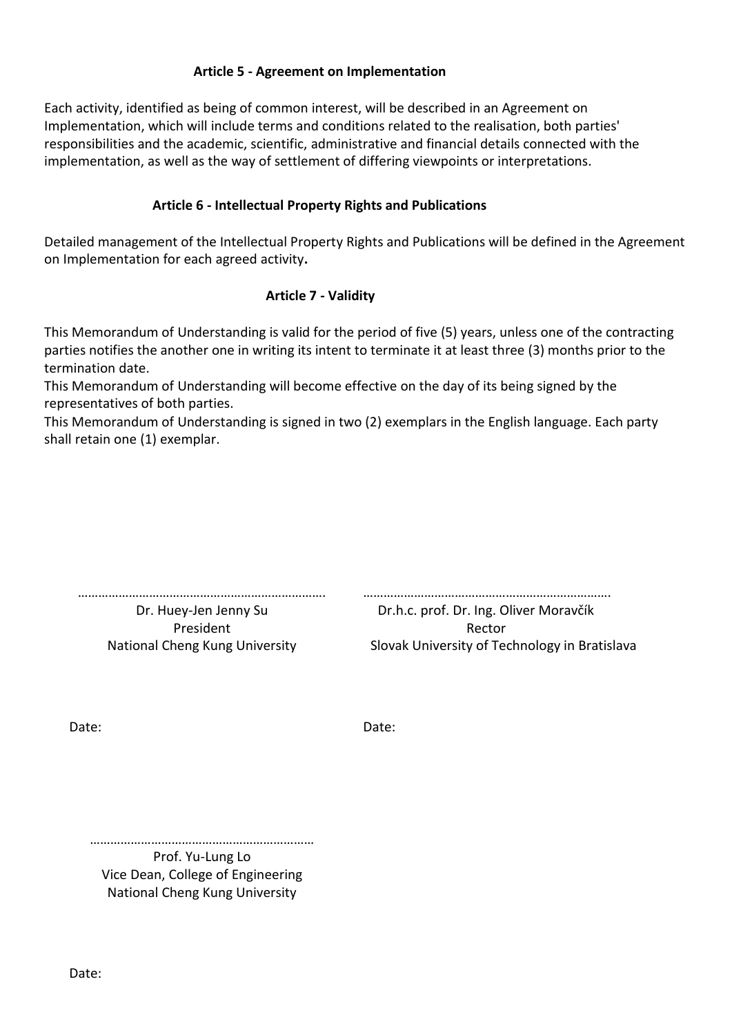### Article 5 - Agreement on Implementation

Each activity, identified as being of common interest, will be described in an Agreement on Implementation, which will include terms and conditions related to the realisation, both parties' responsibilities and the academic, scientific, administrative and financial details connected with the implementation, as well as the way of settlement of differing viewpoints or interpretations.

### Article 6 - Intellectual Property Rights and Publications

Detailed management of the Intellectual Property Rights and Publications will be defined in the Agreement on Implementation for each agreed activity**.**

### Article 7 - Validity

This Memorandum of Understanding is valid for the period of five (5) years, unless one of the contracting parties notifies the another one in writing its intent to terminate it at least three (3) months prior to the termination date.
This Memorandum of Understanding will become effective on the day of its being signed by the representatives of both parties.
This Memorandum of Understanding is signed in two (2) exemplars in the English language. Each party shall retain one (1) exemplar.

………………………………………………………………
Dr. Huey-Jen Jenny Su
President
National Cheng Kung University

Date:

………………………………………………………………
Dr.h.c. prof. Dr. Ing. Oliver Moravčík
Rector
Slovak University of Technology in Bratislava

Date:

…………………………………………………………
Prof. Yu-Lung Lo
Vice Dean, College of Engineering
National Cheng Kung University

Date: